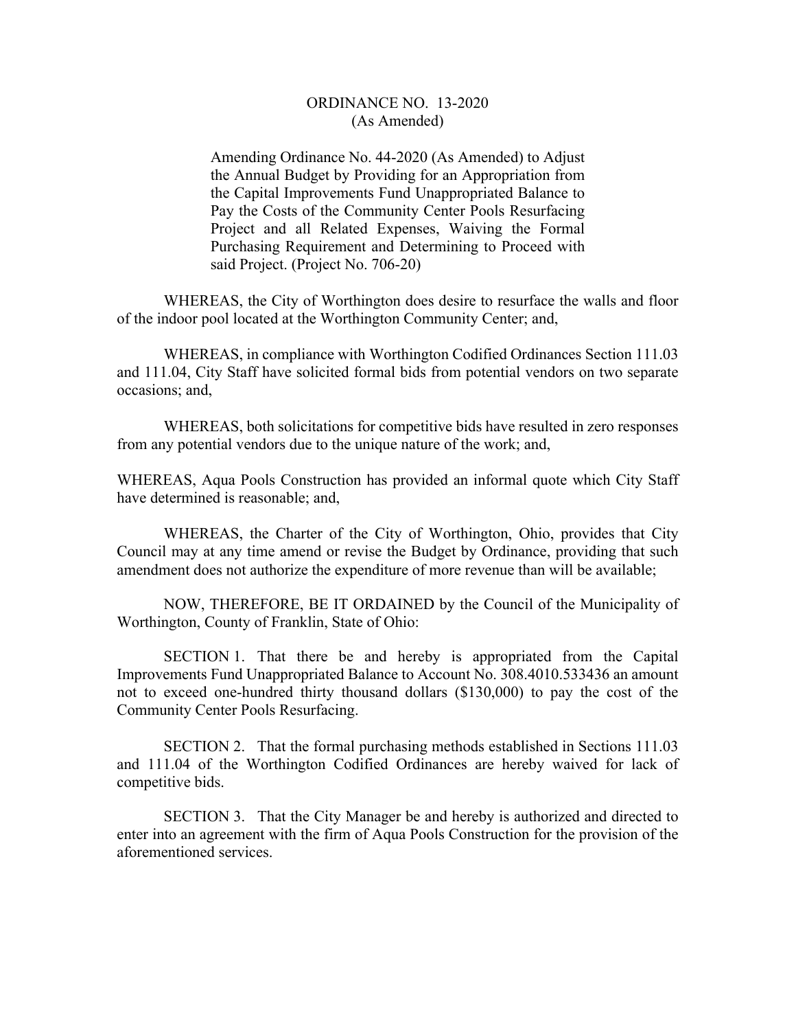# ORDINANCE NO. 13-2020
(As Amended)

Amending Ordinance No. 44-2020 (As Amended) to Adjust the Annual Budget by Providing for an Appropriation from the Capital Improvements Fund Unappropriated Balance to Pay the Costs of the Community Center Pools Resurfacing Project and all Related Expenses, Waiving the Formal Purchasing Requirement and Determining to Proceed with said Project. (Project No. 706-20)

WHEREAS, the City of Worthington does desire to resurface the walls and floor of the indoor pool located at the Worthington Community Center; and,

WHEREAS, in compliance with Worthington Codified Ordinances Section 111.03 and 111.04, City Staff have solicited formal bids from potential vendors on two separate occasions; and,

WHEREAS, both solicitations for competitive bids have resulted in zero responses from any potential vendors due to the unique nature of the work; and,

WHEREAS, Aqua Pools Construction has provided an informal quote which City Staff have determined is reasonable; and,

WHEREAS, the Charter of the City of Worthington, Ohio, provides that City Council may at any time amend or revise the Budget by Ordinance, providing that such amendment does not authorize the expenditure of more revenue than will be available;

NOW, THEREFORE, BE IT ORDAINED by the Council of the Municipality of Worthington, County of Franklin, State of Ohio:

SECTION 1. That there be and hereby is appropriated from the Capital Improvements Fund Unappropriated Balance to Account No. 308.4010.533436 an amount not to exceed one-hundred thirty thousand dollars ($130,000) to pay the cost of the Community Center Pools Resurfacing.

SECTION 2. That the formal purchasing methods established in Sections 111.03 and 111.04 of the Worthington Codified Ordinances are hereby waived for lack of competitive bids.

SECTION 3. That the City Manager be and hereby is authorized and directed to enter into an agreement with the firm of Aqua Pools Construction for the provision of the aforementioned services.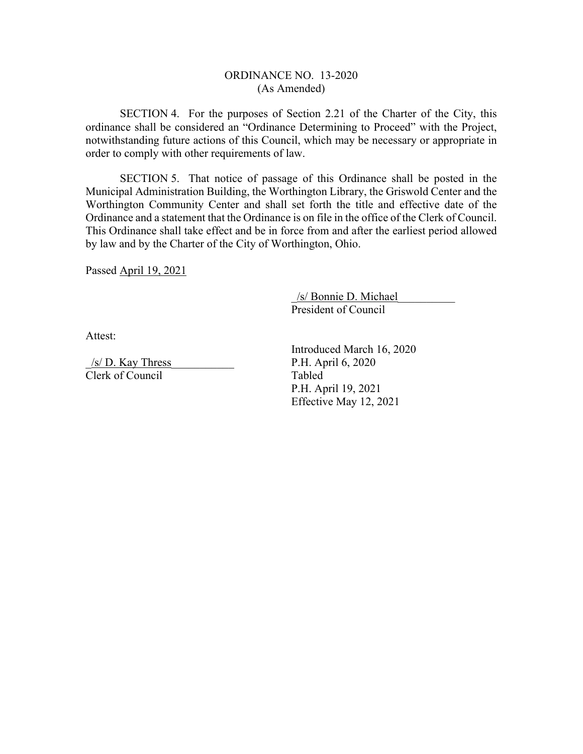ORDINANCE NO. 13-2020
(As Amended)

SECTION 4. For the purposes of Section 2.21 of the Charter of the City, this ordinance shall be considered an "Ordinance Determining to Proceed" with the Project, notwithstanding future actions of this Council, which may be necessary or appropriate in order to comply with other requirements of law.

SECTION 5. That notice of passage of this Ordinance shall be posted in the Municipal Administration Building, the Worthington Library, the Griswold Center and the Worthington Community Center and shall set forth the title and effective date of the Ordinance and a statement that the Ordinance is on file in the office of the Clerk of Council. This Ordinance shall take effect and be in force from and after the earliest period allowed by law and by the Charter of the City of Worthington, Ohio.

Passed April 19, 2021

/s/ Bonnie D. Michael
President of Council

Attest:

/s/ D. Kay Thress
Clerk of Council

Introduced March 16, 2020
P.H. April 6, 2020
Tabled
P.H. April 19, 2021
Effective May 12, 2021